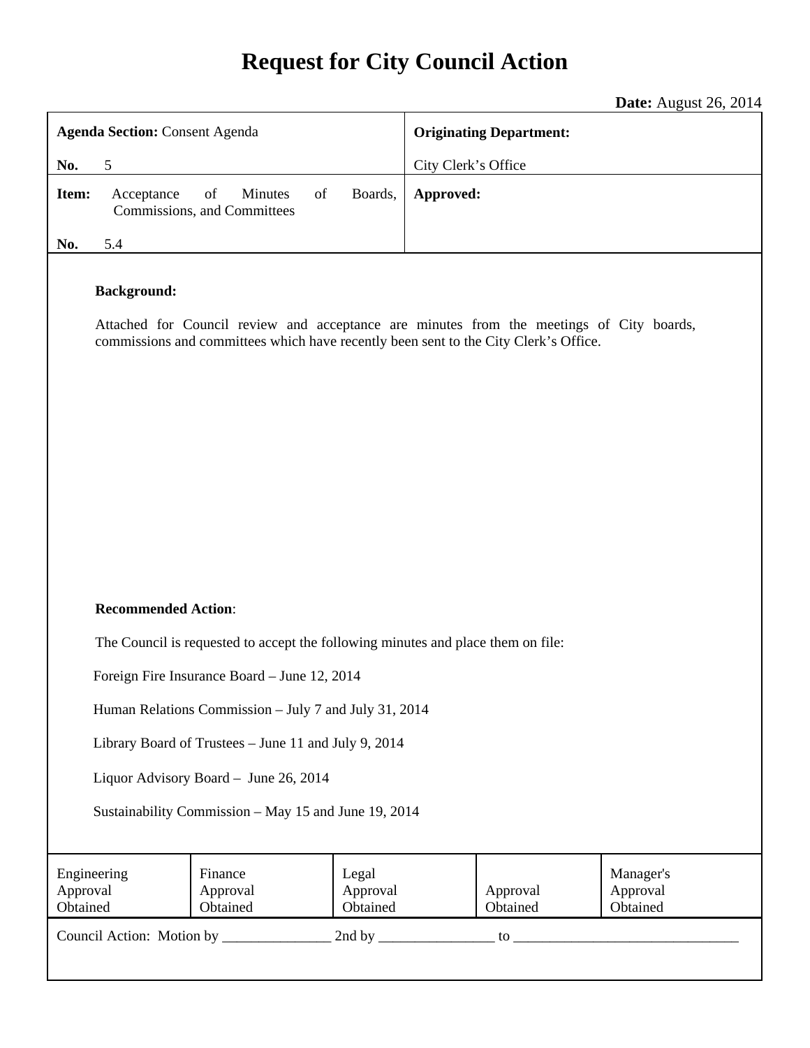# Request for City Council Action

**Date:** August 26, 2014

| **Agenda Section:** Consent Agenda<br><br>**No.** 5 | **Originating Department:**<br><br>City Clerk's Office |
|---|---|
| **Item:** Acceptance of Minutes of Boards, Commissions, and Committees<br><br>**No.** 5.4 | **Approved:** |

**Background:**

Attached for Council review and acceptance are minutes from the meetings of City boards, commissions and committees which have recently been sent to the City Clerk's Office.

**Recommended Action**:

The Council is requested to accept the following minutes and place them on file:

Foreign Fire Insurance Board – June 12, 2014

Human Relations Commission – July 7 and July 31, 2014

Library Board of Trustees – June 11 and July 9, 2014

Liquor Advisory Board – June 26, 2014

Sustainability Commission – May 15 and June 19, 2014

| Engineering Approval Obtained | Finance Approval Obtained | Legal Approval Obtained | Approval Obtained | Manager's Approval Obtained |
|---|---|---|---|---|

Council Action: Motion by _______________ 2nd by ________________ to _______________________________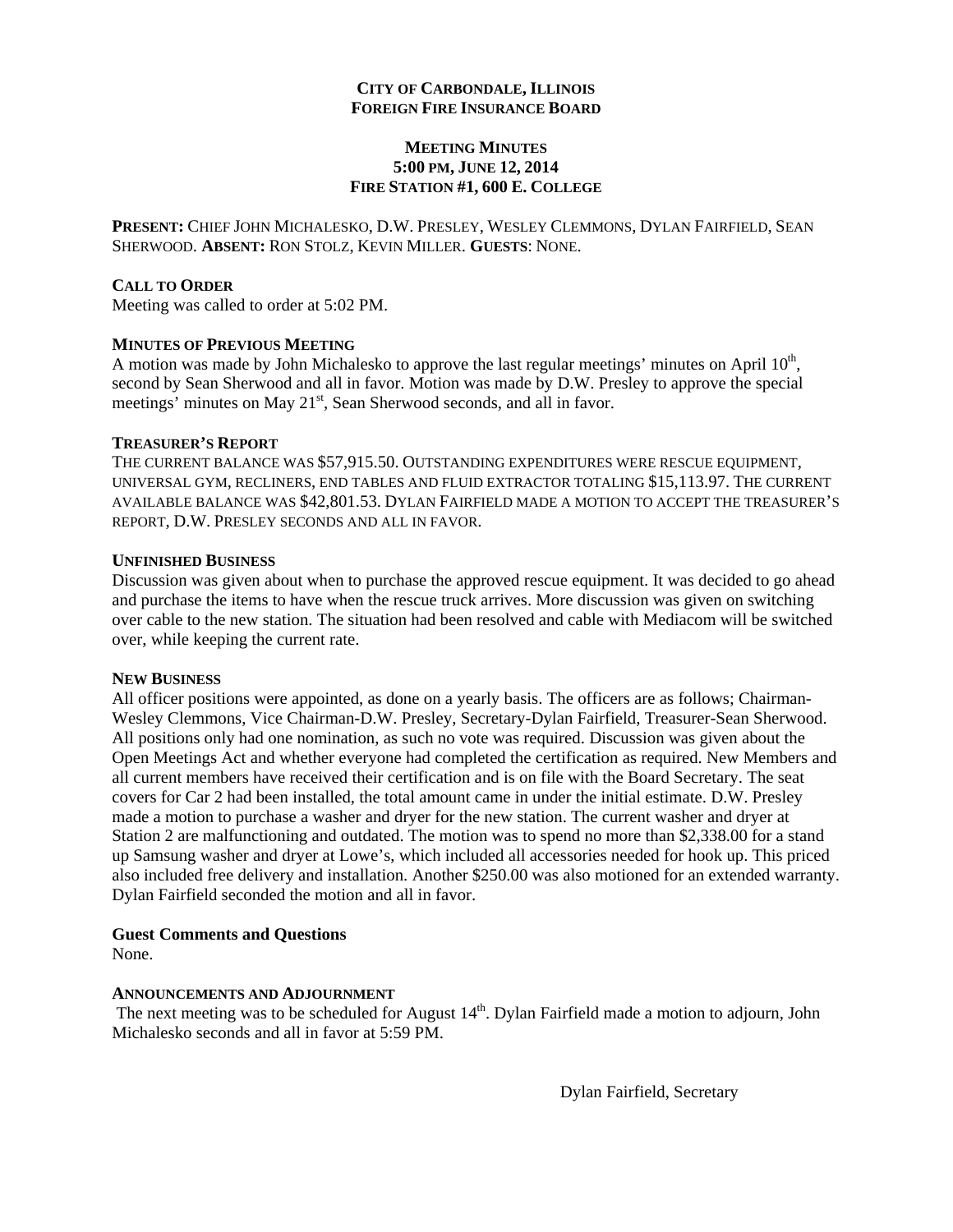# CITY OF CARBONDALE, ILLINOIS
# FOREIGN FIRE INSURANCE BOARD

## MEETING MINUTES
## 5:00 PM, JUNE 12, 2014
## FIRE STATION #1, 600 E. COLLEGE

**PRESENT:** CHIEF JOHN MICHALESKO, D.W. PRESLEY, WESLEY CLEMMONS, DYLAN FAIRFIELD, SEAN SHERWOOD. **ABSENT:** RON STOLZ, KEVIN MILLER. **GUESTS**: NONE.

**CALL TO ORDER**

Meeting was called to order at 5:02 PM.

**MINUTES OF PREVIOUS MEETING**

A motion was made by John Michalesko to approve the last regular meetings' minutes on April 10th, second by Sean Sherwood and all in favor. Motion was made by D.W. Presley to approve the special meetings' minutes on May 21st, Sean Sherwood seconds, and all in favor.

**TREASURER'S REPORT**

THE CURRENT BALANCE WAS $57,915.50. OUTSTANDING EXPENDITURES WERE RESCUE EQUIPMENT, UNIVERSAL GYM, RECLINERS, END TABLES AND FLUID EXTRACTOR TOTALING $15,113.97. THE CURRENT AVAILABLE BALANCE WAS $42,801.53. DYLAN FAIRFIELD MADE A MOTION TO ACCEPT THE TREASURER'S REPORT, D.W. PRESLEY SECONDS AND ALL IN FAVOR.

**UNFINISHED BUSINESS**

Discussion was given about when to purchase the approved rescue equipment. It was decided to go ahead and purchase the items to have when the rescue truck arrives. More discussion was given on switching over cable to the new station. The situation had been resolved and cable with Mediacom will be switched over, while keeping the current rate.

**NEW BUSINESS**

All officer positions were appointed, as done on a yearly basis. The officers are as follows; Chairman-Wesley Clemmons, Vice Chairman-D.W. Presley, Secretary-Dylan Fairfield, Treasurer-Sean Sherwood. All positions only had one nomination, as such no vote was required. Discussion was given about the Open Meetings Act and whether everyone had completed the certification as required. New Members and all current members have received their certification and is on file with the Board Secretary. The seat covers for Car 2 had been installed, the total amount came in under the initial estimate. D.W. Presley made a motion to purchase a washer and dryer for the new station. The current washer and dryer at Station 2 are malfunctioning and outdated. The motion was to spend no more than $2,338.00 for a stand up Samsung washer and dryer at Lowe's, which included all accessories needed for hook up. This priced also included free delivery and installation. Another $250.00 was also motioned for an extended warranty. Dylan Fairfield seconded the motion and all in favor.

**Guest Comments and Questions**

None.

**ANNOUNCEMENTS AND ADJOURNMENT**

The next meeting was to be scheduled for August 14th. Dylan Fairfield made a motion to adjourn, John Michalesko seconds and all in favor at 5:59 PM.

Dylan Fairfield, Secretary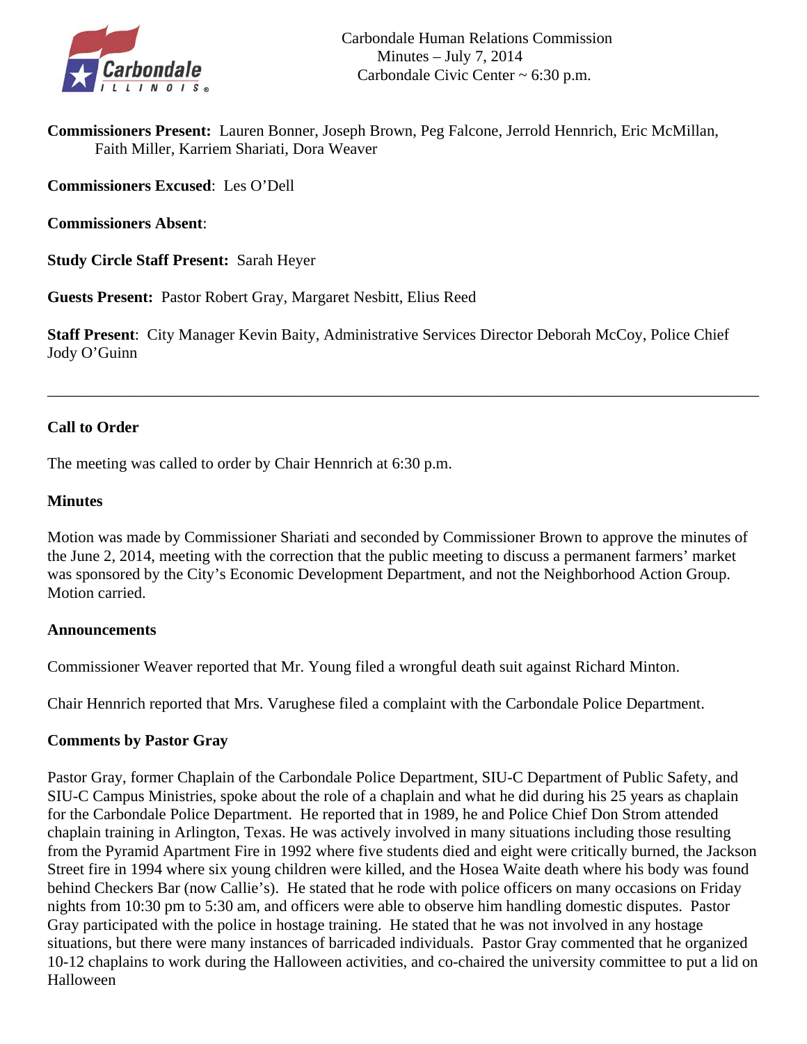Carbondale Human Relations Commission
Minutes – July 7, 2014
Carbondale Civic Center ~ 6:30 p.m.

**Commissioners Present:** Lauren Bonner, Joseph Brown, Peg Falcone, Jerrold Hennrich, Eric McMillan, Faith Miller, Karriem Shariati, Dora Weaver

**Commissioners Excused**: Les O'Dell

**Commissioners Absent**:

**Study Circle Staff Present:** Sarah Heyer

**Guests Present:** Pastor Robert Gray, Margaret Nesbitt, Elius Reed

**Staff Present**: City Manager Kevin Baity, Administrative Services Director Deborah McCoy, Police Chief Jody O'Guinn

---

### Call to Order

The meeting was called to order by Chair Hennrich at 6:30 p.m.

### Minutes

Motion was made by Commissioner Shariati and seconded by Commissioner Brown to approve the minutes of the June 2, 2014, meeting with the correction that the public meeting to discuss a permanent farmers' market was sponsored by the City's Economic Development Department, and not the Neighborhood Action Group. Motion carried.

### Announcements

Commissioner Weaver reported that Mr. Young filed a wrongful death suit against Richard Minton.

Chair Hennrich reported that Mrs. Varughese filed a complaint with the Carbondale Police Department.

### Comments by Pastor Gray

Pastor Gray, former Chaplain of the Carbondale Police Department, SIU-C Department of Public Safety, and SIU-C Campus Ministries, spoke about the role of a chaplain and what he did during his 25 years as chaplain for the Carbondale Police Department. He reported that in 1989, he and Police Chief Don Strom attended chaplain training in Arlington, Texas. He was actively involved in many situations including those resulting from the Pyramid Apartment Fire in 1992 where five students died and eight were critically burned, the Jackson Street fire in 1994 where six young children were killed, and the Hosea Waite death where his body was found behind Checkers Bar (now Callie's). He stated that he rode with police officers on many occasions on Friday nights from 10:30 pm to 5:30 am, and officers were able to observe him handling domestic disputes. Pastor Gray participated with the police in hostage training. He stated that he was not involved in any hostage situations, but there were many instances of barricaded individuals. Pastor Gray commented that he organized 10-12 chaplains to work during the Halloween activities, and co-chaired the university committee to put a lid on Halloween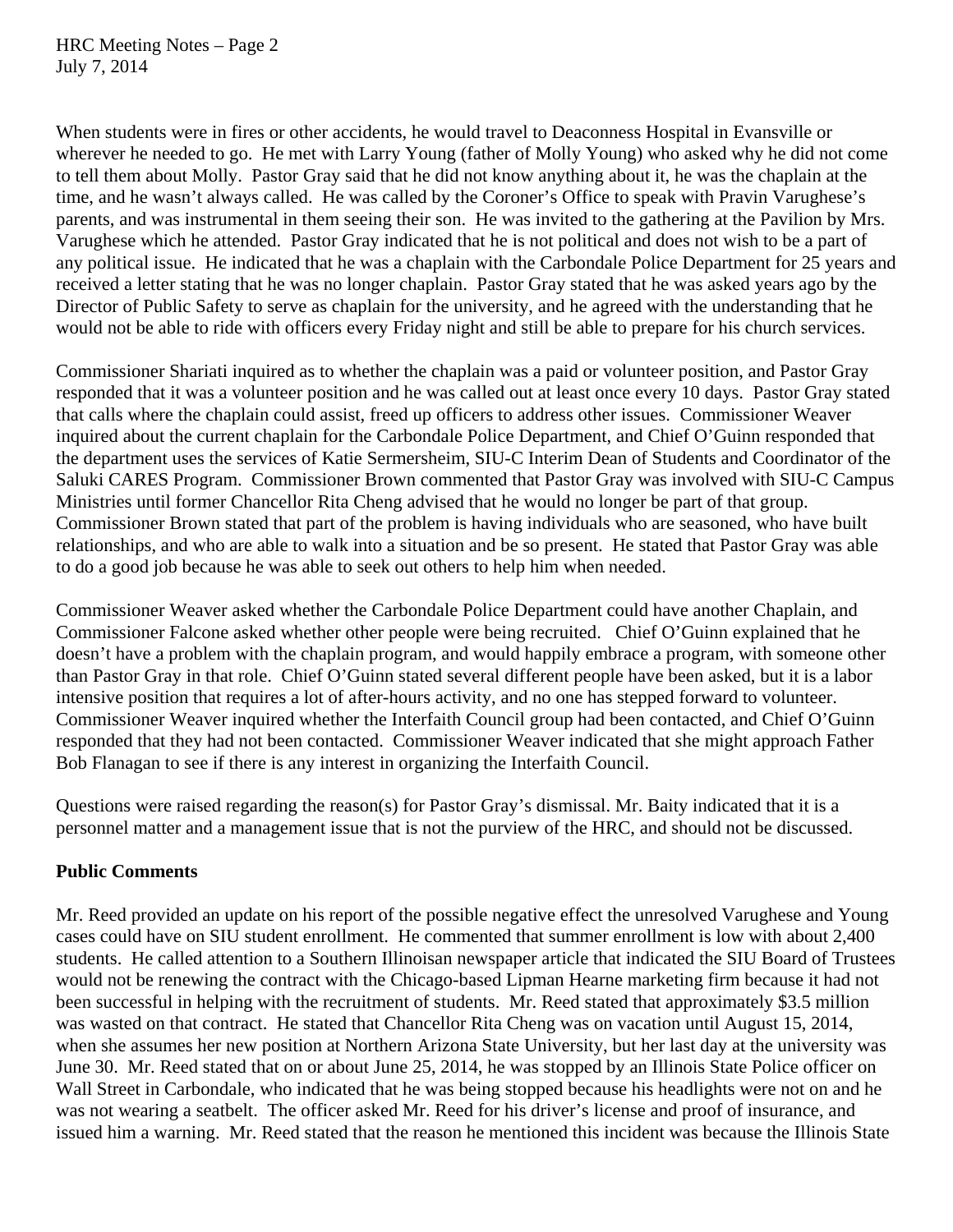When students were in fires or other accidents, he would travel to Deaconness Hospital in Evansville or wherever he needed to go. He met with Larry Young (father of Molly Young) who asked why he did not come to tell them about Molly. Pastor Gray said that he did not know anything about it, he was the chaplain at the time, and he wasn't always called. He was called by the Coroner's Office to speak with Pravin Varughese's parents, and was instrumental in them seeing their son. He was invited to the gathering at the Pavilion by Mrs. Varughese which he attended. Pastor Gray indicated that he is not political and does not wish to be a part of any political issue. He indicated that he was a chaplain with the Carbondale Police Department for 25 years and received a letter stating that he was no longer chaplain. Pastor Gray stated that he was asked years ago by the Director of Public Safety to serve as chaplain for the university, and he agreed with the understanding that he would not be able to ride with officers every Friday night and still be able to prepare for his church services.

Commissioner Shariati inquired as to whether the chaplain was a paid or volunteer position, and Pastor Gray responded that it was a volunteer position and he was called out at least once every 10 days. Pastor Gray stated that calls where the chaplain could assist, freed up officers to address other issues. Commissioner Weaver inquired about the current chaplain for the Carbondale Police Department, and Chief O'Guinn responded that the department uses the services of Katie Sermersheim, SIU-C Interim Dean of Students and Coordinator of the Saluki CARES Program. Commissioner Brown commented that Pastor Gray was involved with SIU-C Campus Ministries until former Chancellor Rita Cheng advised that he would no longer be part of that group. Commissioner Brown stated that part of the problem is having individuals who are seasoned, who have built relationships, and who are able to walk into a situation and be so present. He stated that Pastor Gray was able to do a good job because he was able to seek out others to help him when needed.

Commissioner Weaver asked whether the Carbondale Police Department could have another Chaplain, and Commissioner Falcone asked whether other people were being recruited. Chief O'Guinn explained that he doesn't have a problem with the chaplain program, and would happily embrace a program, with someone other than Pastor Gray in that role. Chief O'Guinn stated several different people have been asked, but it is a labor intensive position that requires a lot of after-hours activity, and no one has stepped forward to volunteer. Commissioner Weaver inquired whether the Interfaith Council group had been contacted, and Chief O'Guinn responded that they had not been contacted. Commissioner Weaver indicated that she might approach Father Bob Flanagan to see if there is any interest in organizing the Interfaith Council.

Questions were raised regarding the reason(s) for Pastor Gray's dismissal. Mr. Baity indicated that it is a personnel matter and a management issue that is not the purview of the HRC, and should not be discussed.

**Public Comments**

Mr. Reed provided an update on his report of the possible negative effect the unresolved Varughese and Young cases could have on SIU student enrollment. He commented that summer enrollment is low with about 2,400 students. He called attention to a Southern Illinoisan newspaper article that indicated the SIU Board of Trustees would not be renewing the contract with the Chicago-based Lipman Hearne marketing firm because it had not been successful in helping with the recruitment of students. Mr. Reed stated that approximately $3.5 million was wasted on that contract. He stated that Chancellor Rita Cheng was on vacation until August 15, 2014, when she assumes her new position at Northern Arizona State University, but her last day at the university was June 30. Mr. Reed stated that on or about June 25, 2014, he was stopped by an Illinois State Police officer on Wall Street in Carbondale, who indicated that he was being stopped because his headlights were not on and he was not wearing a seatbelt. The officer asked Mr. Reed for his driver's license and proof of insurance, and issued him a warning. Mr. Reed stated that the reason he mentioned this incident was because the Illinois State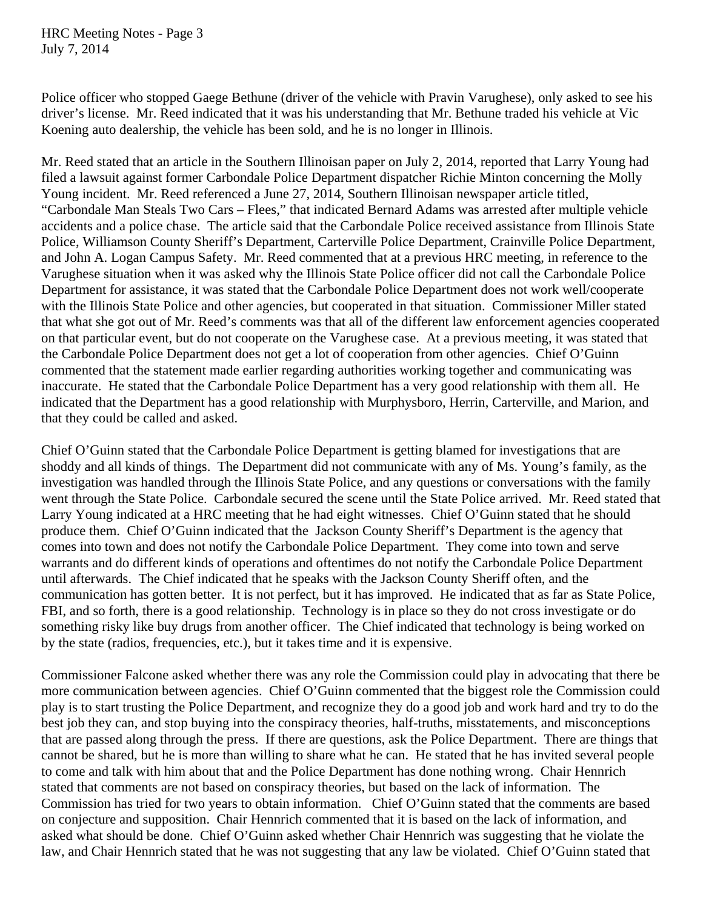Police officer who stopped Gaege Bethune (driver of the vehicle with Pravin Varughese), only asked to see his driver's license. Mr. Reed indicated that it was his understanding that Mr. Bethune traded his vehicle at Vic Koening auto dealership, the vehicle has been sold, and he is no longer in Illinois.

Mr. Reed stated that an article in the Southern Illinoisan paper on July 2, 2014, reported that Larry Young had filed a lawsuit against former Carbondale Police Department dispatcher Richie Minton concerning the Molly Young incident. Mr. Reed referenced a June 27, 2014, Southern Illinoisan newspaper article titled, "Carbondale Man Steals Two Cars – Flees," that indicated Bernard Adams was arrested after multiple vehicle accidents and a police chase. The article said that the Carbondale Police received assistance from Illinois State Police, Williamson County Sheriff's Department, Carterville Police Department, Crainville Police Department, and John A. Logan Campus Safety. Mr. Reed commented that at a previous HRC meeting, in reference to the Varughese situation when it was asked why the Illinois State Police officer did not call the Carbondale Police Department for assistance, it was stated that the Carbondale Police Department does not work well/cooperate with the Illinois State Police and other agencies, but cooperated in that situation. Commissioner Miller stated that what she got out of Mr. Reed's comments was that all of the different law enforcement agencies cooperated on that particular event, but do not cooperate on the Varughese case. At a previous meeting, it was stated that the Carbondale Police Department does not get a lot of cooperation from other agencies. Chief O'Guinn commented that the statement made earlier regarding authorities working together and communicating was inaccurate. He stated that the Carbondale Police Department has a very good relationship with them all. He indicated that the Department has a good relationship with Murphysboro, Herrin, Carterville, and Marion, and that they could be called and asked.

Chief O'Guinn stated that the Carbondale Police Department is getting blamed for investigations that are shoddy and all kinds of things. The Department did not communicate with any of Ms. Young's family, as the investigation was handled through the Illinois State Police, and any questions or conversations with the family went through the State Police. Carbondale secured the scene until the State Police arrived. Mr. Reed stated that Larry Young indicated at a HRC meeting that he had eight witnesses. Chief O'Guinn stated that he should produce them. Chief O'Guinn indicated that the Jackson County Sheriff's Department is the agency that comes into town and does not notify the Carbondale Police Department. They come into town and serve warrants and do different kinds of operations and oftentimes do not notify the Carbondale Police Department until afterwards. The Chief indicated that he speaks with the Jackson County Sheriff often, and the communication has gotten better. It is not perfect, but it has improved. He indicated that as far as State Police, FBI, and so forth, there is a good relationship. Technology is in place so they do not cross investigate or do something risky like buy drugs from another officer. The Chief indicated that technology is being worked on by the state (radios, frequencies, etc.), but it takes time and it is expensive.

Commissioner Falcone asked whether there was any role the Commission could play in advocating that there be more communication between agencies. Chief O'Guinn commented that the biggest role the Commission could play is to start trusting the Police Department, and recognize they do a good job and work hard and try to do the best job they can, and stop buying into the conspiracy theories, half-truths, misstatements, and misconceptions that are passed along through the press. If there are questions, ask the Police Department. There are things that cannot be shared, but he is more than willing to share what he can. He stated that he has invited several people to come and talk with him about that and the Police Department has done nothing wrong. Chair Hennrich stated that comments are not based on conspiracy theories, but based on the lack of information. The Commission has tried for two years to obtain information. Chief O'Guinn stated that the comments are based on conjecture and supposition. Chair Hennrich commented that it is based on the lack of information, and asked what should be done. Chief O'Guinn asked whether Chair Hennrich was suggesting that he violate the law, and Chair Hennrich stated that he was not suggesting that any law be violated. Chief O'Guinn stated that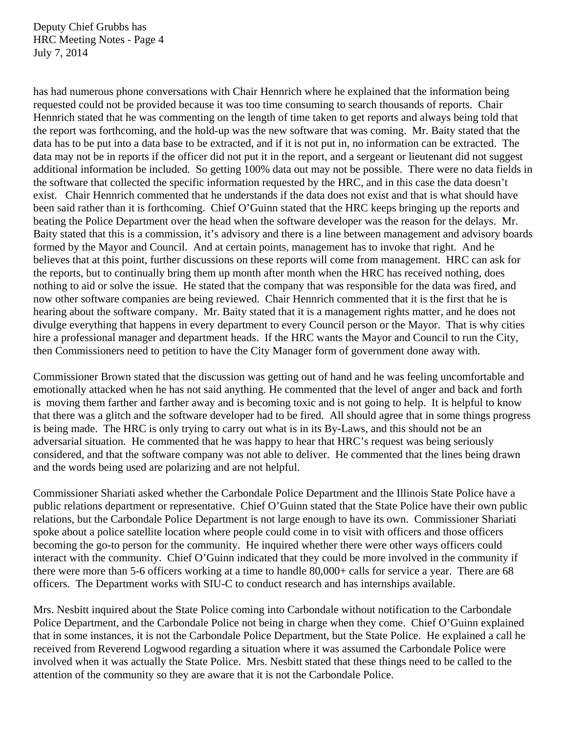has had numerous phone conversations with Chair Hennrich where he explained that the information being requested could not be provided because it was too time consuming to search thousands of reports. Chair Hennrich stated that he was commenting on the length of time taken to get reports and always being told that the report was forthcoming, and the hold-up was the new software that was coming. Mr. Baity stated that the data has to be put into a data base to be extracted, and if it is not put in, no information can be extracted. The data may not be in reports if the officer did not put it in the report, and a sergeant or lieutenant did not suggest additional information be included. So getting 100% data out may not be possible. There were no data fields in the software that collected the specific information requested by the HRC, and in this case the data doesn't exist. Chair Hennrich commented that he understands if the data does not exist and that is what should have been said rather than it is forthcoming. Chief O'Guinn stated that the HRC keeps bringing up the reports and beating the Police Department over the head when the software developer was the reason for the delays. Mr. Baity stated that this is a commission, it's advisory and there is a line between management and advisory boards formed by the Mayor and Council. And at certain points, management has to invoke that right. And he believes that at this point, further discussions on these reports will come from management. HRC can ask for the reports, but to continually bring them up month after month when the HRC has received nothing, does nothing to aid or solve the issue. He stated that the company that was responsible for the data was fired, and now other software companies are being reviewed. Chair Hennrich commented that it is the first that he is hearing about the software company. Mr. Baity stated that it is a management rights matter, and he does not divulge everything that happens in every department to every Council person or the Mayor. That is why cities hire a professional manager and department heads. If the HRC wants the Mayor and Council to run the City, then Commissioners need to petition to have the City Manager form of government done away with.

Commissioner Brown stated that the discussion was getting out of hand and he was feeling uncomfortable and emotionally attacked when he has not said anything. He commented that the level of anger and back and forth is moving them farther and farther away and is becoming toxic and is not going to help. It is helpful to know that there was a glitch and the software developer had to be fired. All should agree that in some things progress is being made. The HRC is only trying to carry out what is in its By-Laws, and this should not be an adversarial situation. He commented that he was happy to hear that HRC's request was being seriously considered, and that the software company was not able to deliver. He commented that the lines being drawn and the words being used are polarizing and are not helpful.

Commissioner Shariati asked whether the Carbondale Police Department and the Illinois State Police have a public relations department or representative. Chief O'Guinn stated that the State Police have their own public relations, but the Carbondale Police Department is not large enough to have its own. Commissioner Shariati spoke about a police satellite location where people could come in to visit with officers and those officers becoming the go-to person for the community. He inquired whether there were other ways officers could interact with the community. Chief O'Guinn indicated that they could be more involved in the community if there were more than 5-6 officers working at a time to handle 80,000+ calls for service a year. There are 68 officers. The Department works with SIU-C to conduct research and has internships available.

Mrs. Nesbitt inquired about the State Police coming into Carbondale without notification to the Carbondale Police Department, and the Carbondale Police not being in charge when they come. Chief O'Guinn explained that in some instances, it is not the Carbondale Police Department, but the State Police. He explained a call he received from Reverend Logwood regarding a situation where it was assumed the Carbondale Police were involved when it was actually the State Police. Mrs. Nesbitt stated that these things need to be called to the attention of the community so they are aware that it is not the Carbondale Police.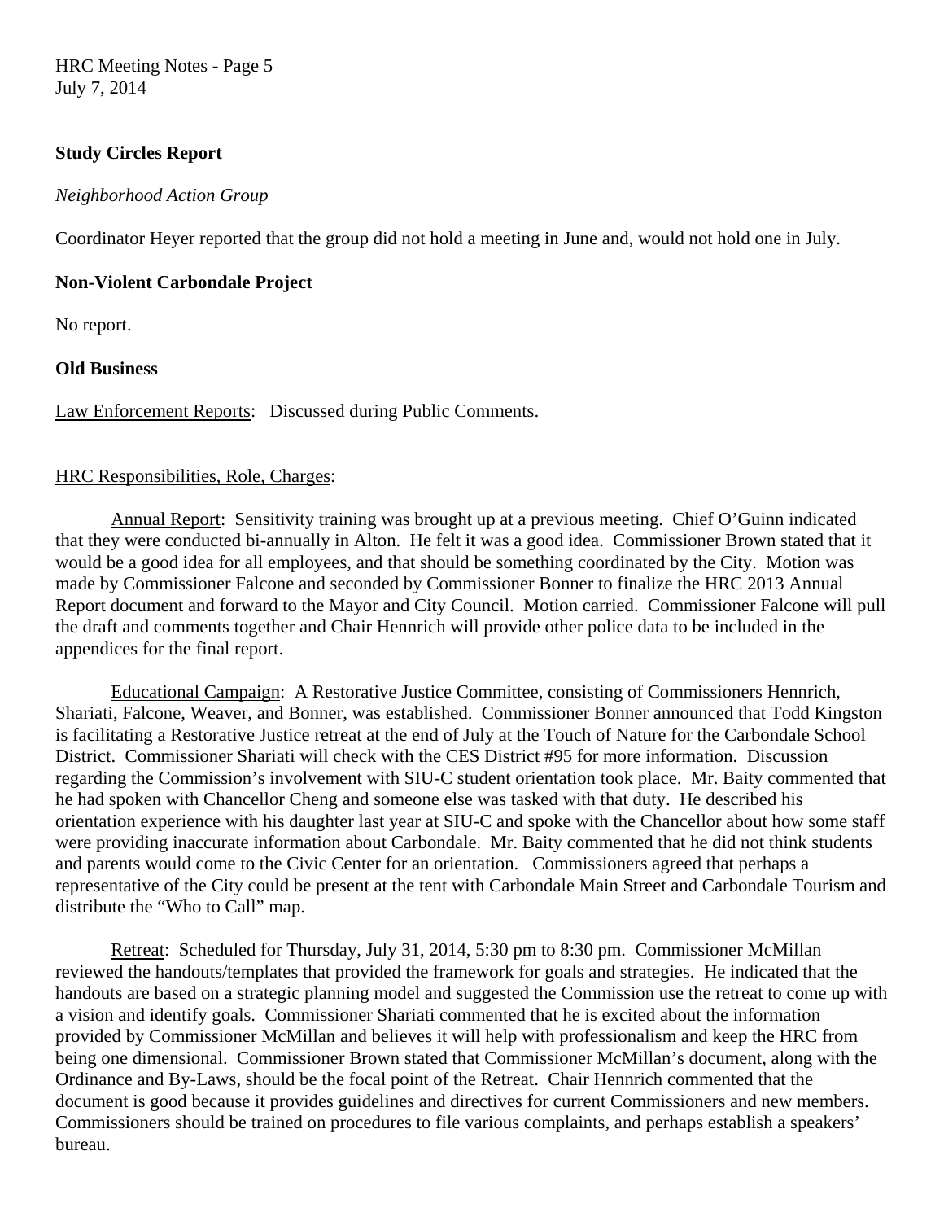**Study Circles Report**

*Neighborhood Action Group*

Coordinator Heyer reported that the group did not hold a meeting in June and, would not hold one in July.

**Non-Violent Carbondale Project**

No report.

**Old Business**

Law Enforcement Reports: Discussed during Public Comments.

HRC Responsibilities, Role, Charges:

Annual Report: Sensitivity training was brought up at a previous meeting. Chief O'Guinn indicated that they were conducted bi-annually in Alton. He felt it was a good idea. Commissioner Brown stated that it would be a good idea for all employees, and that should be something coordinated by the City. Motion was made by Commissioner Falcone and seconded by Commissioner Bonner to finalize the HRC 2013 Annual Report document and forward to the Mayor and City Council. Motion carried. Commissioner Falcone will pull the draft and comments together and Chair Hennrich will provide other police data to be included in the appendices for the final report.

Educational Campaign: A Restorative Justice Committee, consisting of Commissioners Hennrich, Shariati, Falcone, Weaver, and Bonner, was established. Commissioner Bonner announced that Todd Kingston is facilitating a Restorative Justice retreat at the end of July at the Touch of Nature for the Carbondale School District. Commissioner Shariati will check with the CES District #95 for more information. Discussion regarding the Commission's involvement with SIU-C student orientation took place. Mr. Baity commented that he had spoken with Chancellor Cheng and someone else was tasked with that duty. He described his orientation experience with his daughter last year at SIU-C and spoke with the Chancellor about how some staff were providing inaccurate information about Carbondale. Mr. Baity commented that he did not think students and parents would come to the Civic Center for an orientation. Commissioners agreed that perhaps a representative of the City could be present at the tent with Carbondale Main Street and Carbondale Tourism and distribute the "Who to Call" map.

Retreat: Scheduled for Thursday, July 31, 2014, 5:30 pm to 8:30 pm. Commissioner McMillan reviewed the handouts/templates that provided the framework for goals and strategies. He indicated that the handouts are based on a strategic planning model and suggested the Commission use the retreat to come up with a vision and identify goals. Commissioner Shariati commented that he is excited about the information provided by Commissioner McMillan and believes it will help with professionalism and keep the HRC from being one dimensional. Commissioner Brown stated that Commissioner McMillan's document, along with the Ordinance and By-Laws, should be the focal point of the Retreat. Chair Hennrich commented that the document is good because it provides guidelines and directives for current Commissioners and new members. Commissioners should be trained on procedures to file various complaints, and perhaps establish a speakers' bureau.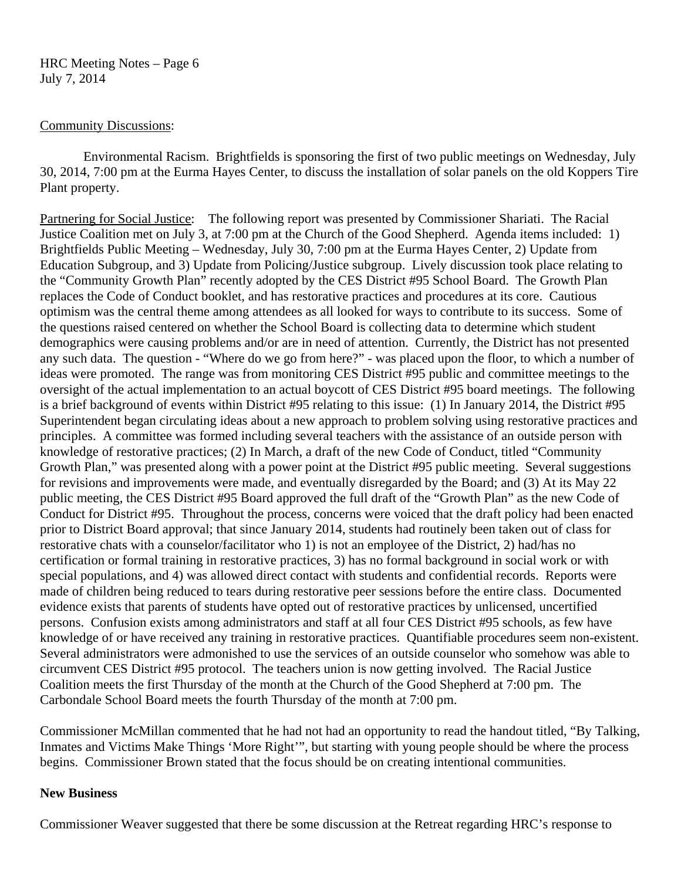Community Discussions:

Environmental Racism. Brightfields is sponsoring the first of two public meetings on Wednesday, July 30, 2014, 7:00 pm at the Eurma Hayes Center, to discuss the installation of solar panels on the old Koppers Tire Plant property.

Partnering for Social Justice: The following report was presented by Commissioner Shariati. The Racial Justice Coalition met on July 3, at 7:00 pm at the Church of the Good Shepherd. Agenda items included: 1) Brightfields Public Meeting – Wednesday, July 30, 7:00 pm at the Eurma Hayes Center, 2) Update from Education Subgroup, and 3) Update from Policing/Justice subgroup. Lively discussion took place relating to the "Community Growth Plan" recently adopted by the CES District #95 School Board. The Growth Plan replaces the Code of Conduct booklet, and has restorative practices and procedures at its core. Cautious optimism was the central theme among attendees as all looked for ways to contribute to its success. Some of the questions raised centered on whether the School Board is collecting data to determine which student demographics were causing problems and/or are in need of attention. Currently, the District has not presented any such data. The question - "Where do we go from here?" - was placed upon the floor, to which a number of ideas were promoted. The range was from monitoring CES District #95 public and committee meetings to the oversight of the actual implementation to an actual boycott of CES District #95 board meetings. The following is a brief background of events within District #95 relating to this issue: (1) In January 2014, the District #95 Superintendent began circulating ideas about a new approach to problem solving using restorative practices and principles. A committee was formed including several teachers with the assistance of an outside person with knowledge of restorative practices; (2) In March, a draft of the new Code of Conduct, titled "Community Growth Plan," was presented along with a power point at the District #95 public meeting. Several suggestions for revisions and improvements were made, and eventually disregarded by the Board; and (3) At its May 22 public meeting, the CES District #95 Board approved the full draft of the "Growth Plan" as the new Code of Conduct for District #95. Throughout the process, concerns were voiced that the draft policy had been enacted prior to District Board approval; that since January 2014, students had routinely been taken out of class for restorative chats with a counselor/facilitator who 1) is not an employee of the District, 2) had/has no certification or formal training in restorative practices, 3) has no formal background in social work or with special populations, and 4) was allowed direct contact with students and confidential records. Reports were made of children being reduced to tears during restorative peer sessions before the entire class. Documented evidence exists that parents of students have opted out of restorative practices by unlicensed, uncertified persons. Confusion exists among administrators and staff at all four CES District #95 schools, as few have knowledge of or have received any training in restorative practices. Quantifiable procedures seem non-existent. Several administrators were admonished to use the services of an outside counselor who somehow was able to circumvent CES District #95 protocol. The teachers union is now getting involved. The Racial Justice Coalition meets the first Thursday of the month at the Church of the Good Shepherd at 7:00 pm. The Carbondale School Board meets the fourth Thursday of the month at 7:00 pm.

Commissioner McMillan commented that he had not had an opportunity to read the handout titled, "By Talking, Inmates and Victims Make Things 'More Right'", but starting with young people should be where the process begins. Commissioner Brown stated that the focus should be on creating intentional communities.

**New Business**

Commissioner Weaver suggested that there be some discussion at the Retreat regarding HRC's response to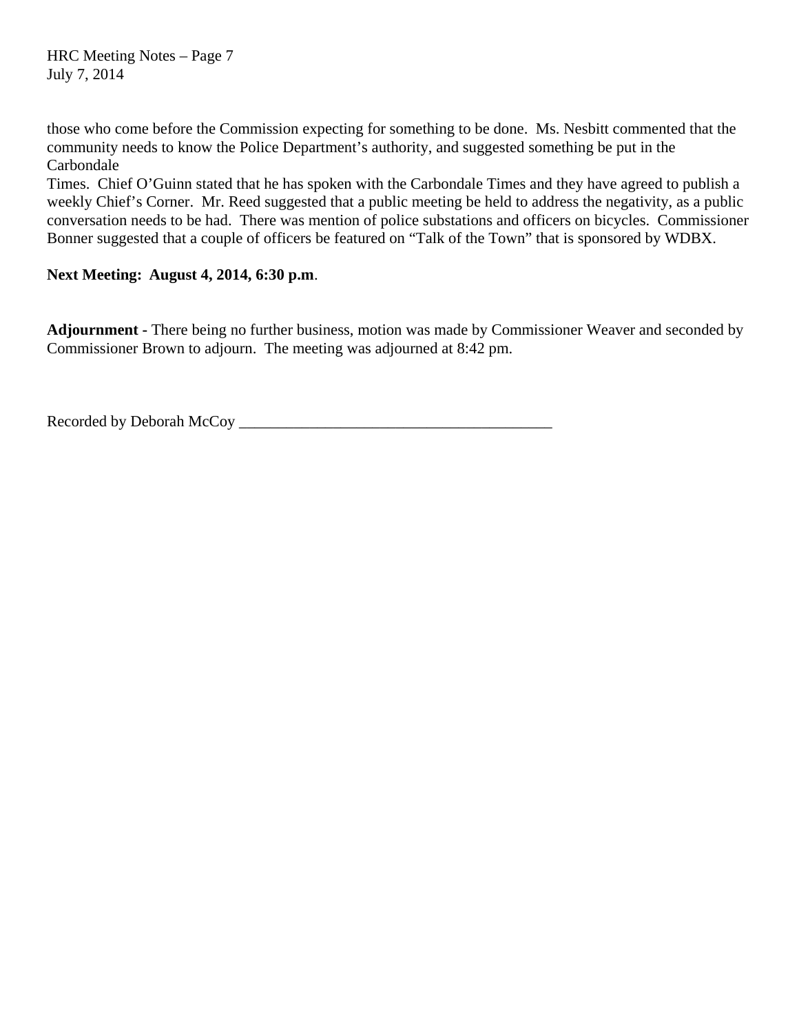those who come before the Commission expecting for something to be done. Ms. Nesbitt commented that the community needs to know the Police Department's authority, and suggested something be put in the Carbondale Times. Chief O'Guinn stated that he has spoken with the Carbondale Times and they have agreed to publish a weekly Chief's Corner. Mr. Reed suggested that a public meeting be held to address the negativity, as a public conversation needs to be had. There was mention of police substations and officers on bicycles. Commissioner Bonner suggested that a couple of officers be featured on "Talk of the Town" that is sponsored by WDBX.

**Next Meeting: August 4, 2014, 6:30 p.m**.

**Adjournment -** There being no further business, motion was made by Commissioner Weaver and seconded by Commissioner Brown to adjourn. The meeting was adjourned at 8:42 pm.

Recorded by Deborah McCoy \_\_\_\_\_\_\_\_\_\_\_\_\_\_\_\_\_\_\_\_\_\_\_\_\_\_\_\_\_\_\_\_\_\_\_\_\_\_\_\_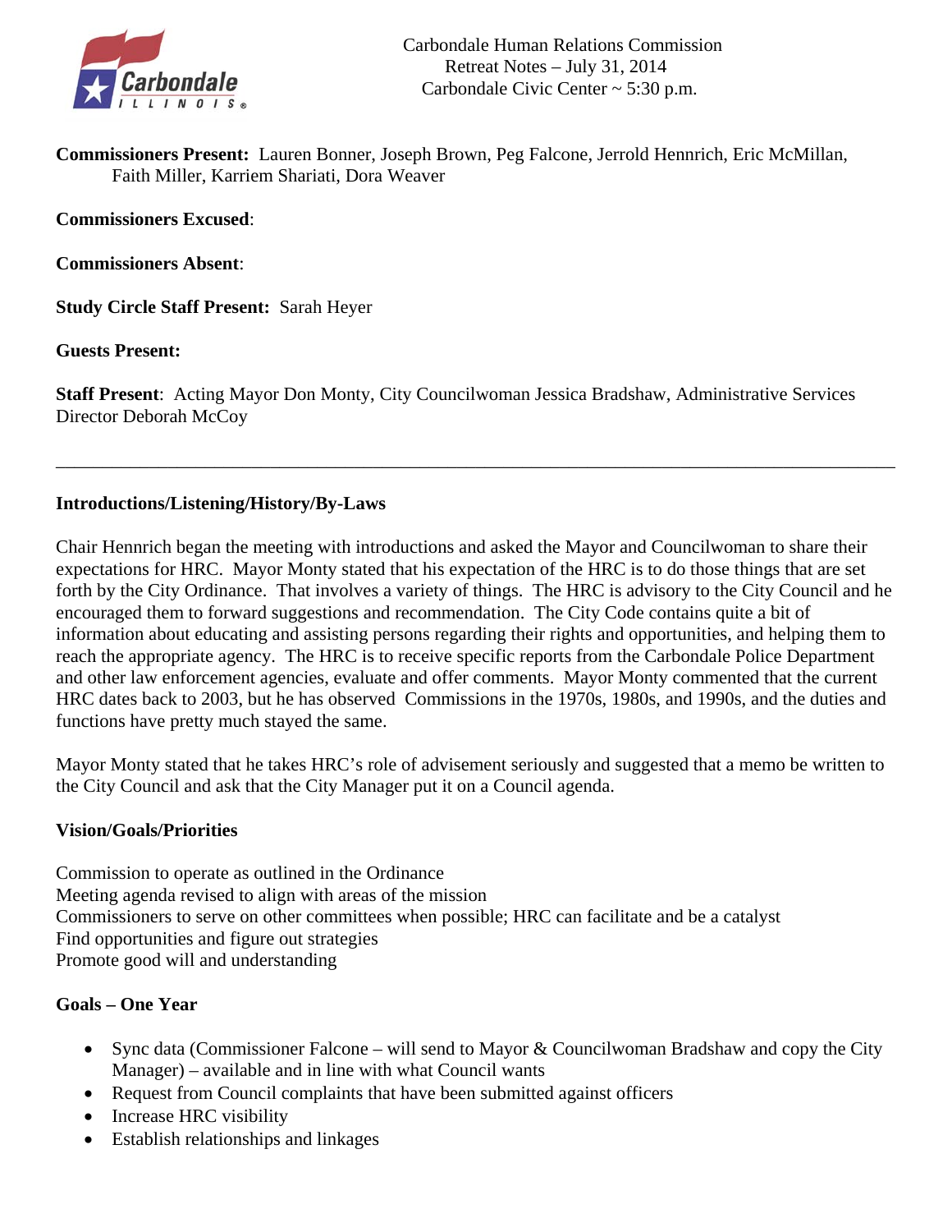Carbondale Human Relations Commission
Retreat Notes – July 31, 2014
Carbondale Civic Center ~ 5:30 p.m.

**Commissioners Present:** Lauren Bonner, Joseph Brown, Peg Falcone, Jerrold Hennrich, Eric McMillan, Faith Miller, Karriem Shariati, Dora Weaver

**Commissioners Excused**:

**Commissioners Absent**:

**Study Circle Staff Present:** Sarah Heyer

**Guests Present:**

**Staff Present**: Acting Mayor Don Monty, City Councilwoman Jessica Bradshaw, Administrative Services Director Deborah McCoy

---

**Introductions/Listening/History/By-Laws**

Chair Hennrich began the meeting with introductions and asked the Mayor and Councilwoman to share their expectations for HRC. Mayor Monty stated that his expectation of the HRC is to do those things that are set forth by the City Ordinance. That involves a variety of things. The HRC is advisory to the City Council and he encouraged them to forward suggestions and recommendation. The City Code contains quite a bit of information about educating and assisting persons regarding their rights and opportunities, and helping them to reach the appropriate agency. The HRC is to receive specific reports from the Carbondale Police Department and other law enforcement agencies, evaluate and offer comments. Mayor Monty commented that the current HRC dates back to 2003, but he has observed Commissions in the 1970s, 1980s, and 1990s, and the duties and functions have pretty much stayed the same.

Mayor Monty stated that he takes HRC's role of advisement seriously and suggested that a memo be written to the City Council and ask that the City Manager put it on a Council agenda.

**Vision/Goals/Priorities**

Commission to operate as outlined in the Ordinance
Meeting agenda revised to align with areas of the mission
Commissioners to serve on other committees when possible; HRC can facilitate and be a catalyst
Find opportunities and figure out strategies
Promote good will and understanding

**Goals – One Year**

- Sync data (Commissioner Falcone – will send to Mayor & Councilwoman Bradshaw and copy the City Manager) – available and in line with what Council wants
- Request from Council complaints that have been submitted against officers
- Increase HRC visibility
- Establish relationships and linkages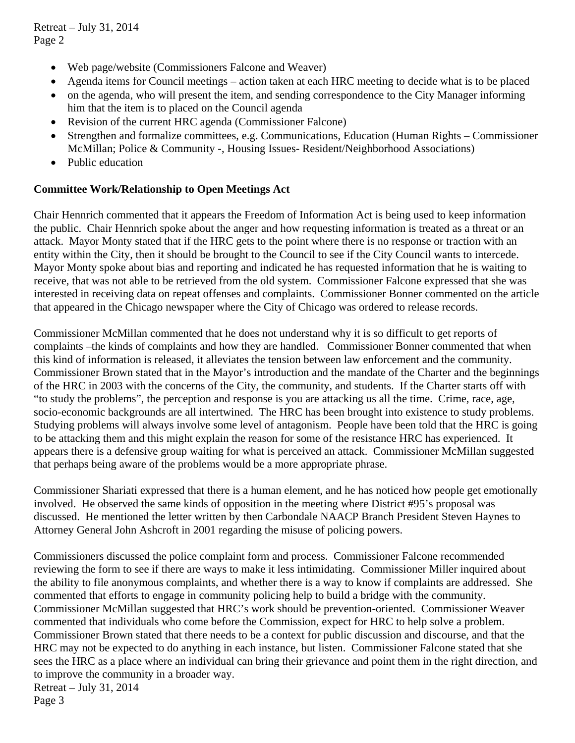- Web page/website (Commissioners Falcone and Weaver)
- Agenda items for Council meetings – action taken at each HRC meeting to decide what is to be placed
- on the agenda, who will present the item, and sending correspondence to the City Manager informing him that the item is to placed on the Council agenda
- Revision of the current HRC agenda (Commissioner Falcone)
- Strengthen and formalize committees, e.g. Communications, Education (Human Rights – Commissioner McMillan; Police & Community -, Housing Issues- Resident/Neighborhood Associations)
- Public education

**Committee Work/Relationship to Open Meetings Act**

Chair Hennrich commented that it appears the Freedom of Information Act is being used to keep information the public. Chair Hennrich spoke about the anger and how requesting information is treated as a threat or an attack. Mayor Monty stated that if the HRC gets to the point where there is no response or traction with an entity within the City, then it should be brought to the Council to see if the City Council wants to intercede. Mayor Monty spoke about bias and reporting and indicated he has requested information that he is waiting to receive, that was not able to be retrieved from the old system. Commissioner Falcone expressed that she was interested in receiving data on repeat offenses and complaints. Commissioner Bonner commented on the article that appeared in the Chicago newspaper where the City of Chicago was ordered to release records.

Commissioner McMillan commented that he does not understand why it is so difficult to get reports of complaints –the kinds of complaints and how they are handled. Commissioner Bonner commented that when this kind of information is released, it alleviates the tension between law enforcement and the community. Commissioner Brown stated that in the Mayor's introduction and the mandate of the Charter and the beginnings of the HRC in 2003 with the concerns of the City, the community, and students. If the Charter starts off with "to study the problems", the perception and response is you are attacking us all the time. Crime, race, age, socio-economic backgrounds are all intertwined. The HRC has been brought into existence to study problems. Studying problems will always involve some level of antagonism. People have been told that the HRC is going to be attacking them and this might explain the reason for some of the resistance HRC has experienced. It appears there is a defensive group waiting for what is perceived an attack. Commissioner McMillan suggested that perhaps being aware of the problems would be a more appropriate phrase.

Commissioner Shariati expressed that there is a human element, and he has noticed how people get emotionally involved. He observed the same kinds of opposition in the meeting where District #95's proposal was discussed. He mentioned the letter written by then Carbondale NAACP Branch President Steven Haynes to Attorney General John Ashcroft in 2001 regarding the misuse of policing powers.

Commissioners discussed the police complaint form and process. Commissioner Falcone recommended reviewing the form to see if there are ways to make it less intimidating. Commissioner Miller inquired about the ability to file anonymous complaints, and whether there is a way to know if complaints are addressed. She commented that efforts to engage in community policing help to build a bridge with the community. Commissioner McMillan suggested that HRC's work should be prevention-oriented. Commissioner Weaver commented that individuals who come before the Commission, expect for HRC to help solve a problem. Commissioner Brown stated that there needs to be a context for public discussion and discourse, and that the HRC may not be expected to do anything in each instance, but listen. Commissioner Falcone stated that she sees the HRC as a place where an individual can bring their grievance and point them in the right direction, and to improve the community in a broader way.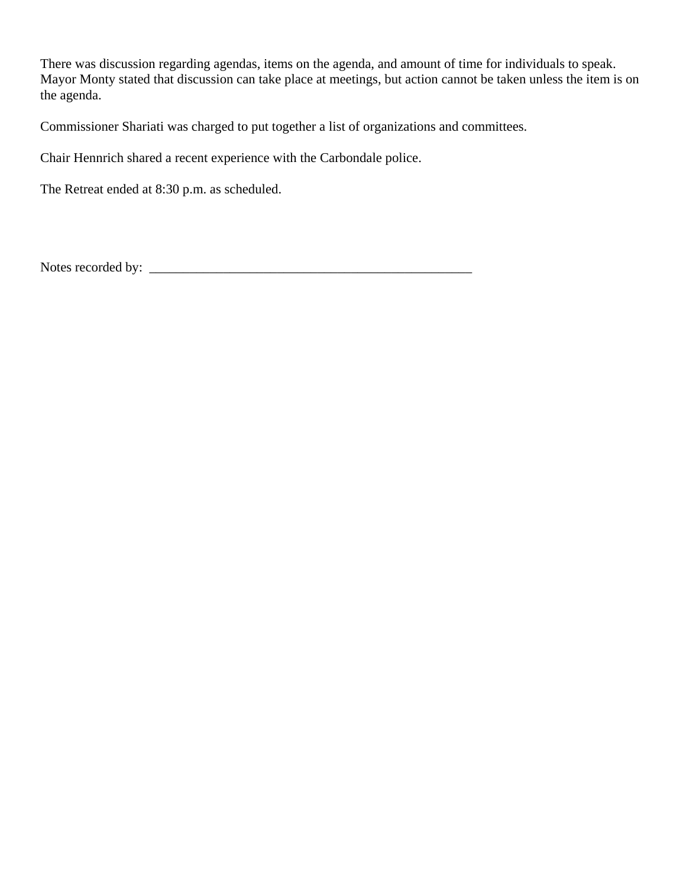There was discussion regarding agendas, items on the agenda, and amount of time for individuals to speak. Mayor Monty stated that discussion can take place at meetings, but action cannot be taken unless the item is on the agenda.

Commissioner Shariati was charged to put together a list of organizations and committees.

Chair Hennrich shared a recent experience with the Carbondale police.

The Retreat ended at 8:30 p.m. as scheduled.

Notes recorded by: ___________________________________________________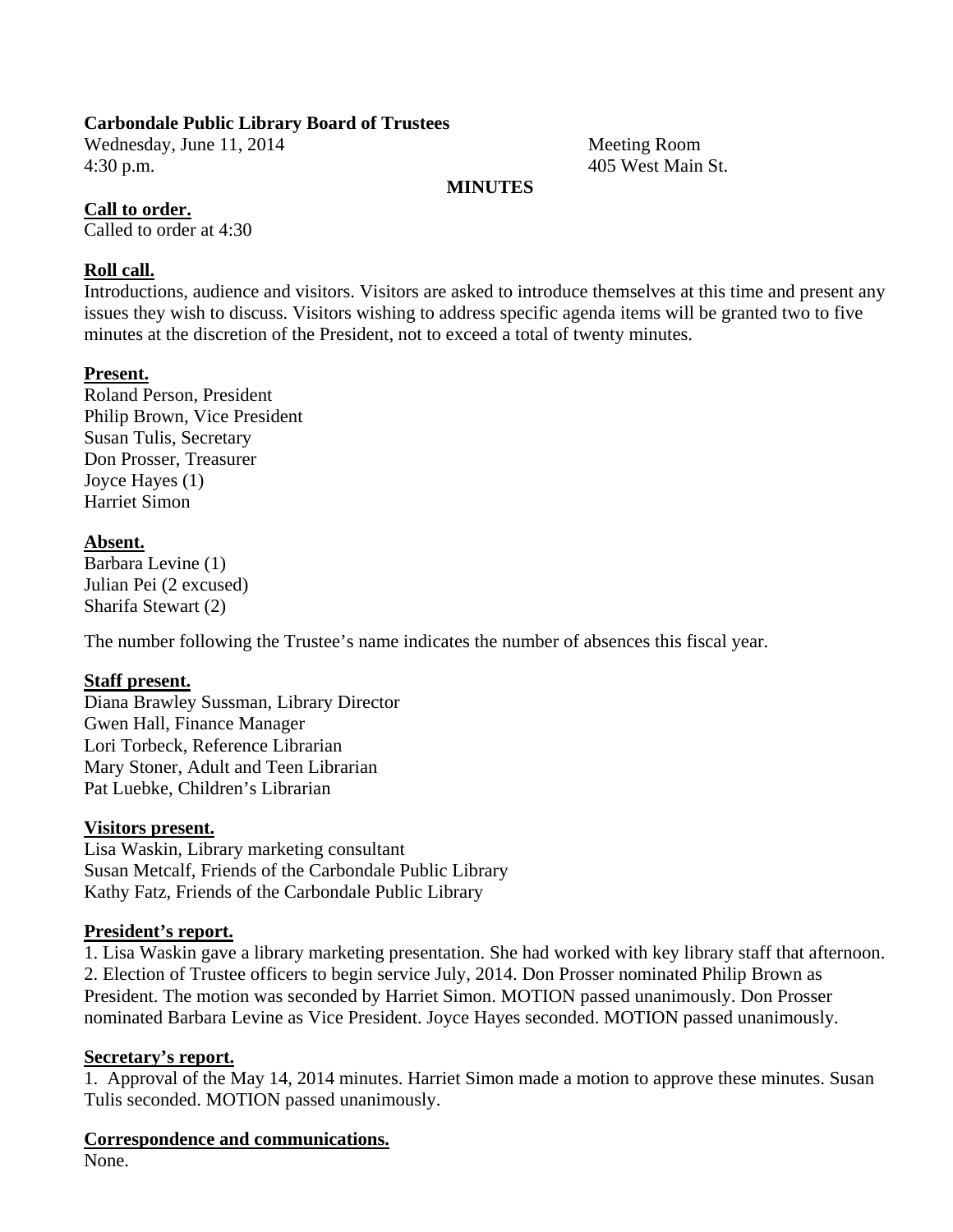**Carbondale Public Library Board of Trustees**

Wednesday, June 11, 2014
4:30 p.m.

Meeting Room
405 West Main St.

**MINUTES**

**Call to order.**

Called to order at 4:30

**Roll call.**

Introductions, audience and visitors. Visitors are asked to introduce themselves at this time and present any issues they wish to discuss. Visitors wishing to address specific agenda items will be granted two to five minutes at the discretion of the President, not to exceed a total of twenty minutes.

**Present.**

Roland Person, President
Philip Brown, Vice President
Susan Tulis, Secretary
Don Prosser, Treasurer
Joyce Hayes (1)
Harriet Simon

**Absent.**

Barbara Levine (1)
Julian Pei (2 excused)
Sharifa Stewart (2)

The number following the Trustee's name indicates the number of absences this fiscal year.

**Staff present.**

Diana Brawley Sussman, Library Director
Gwen Hall, Finance Manager
Lori Torbeck, Reference Librarian
Mary Stoner, Adult and Teen Librarian
Pat Luebke, Children's Librarian

**Visitors present.**

Lisa Waskin, Library marketing consultant
Susan Metcalf, Friends of the Carbondale Public Library
Kathy Fatz, Friends of the Carbondale Public Library

**President's report.**

1. Lisa Waskin gave a library marketing presentation. She had worked with key library staff that afternoon.
2. Election of Trustee officers to begin service July, 2014. Don Prosser nominated Philip Brown as President. The motion was seconded by Harriet Simon. MOTION passed unanimously. Don Prosser nominated Barbara Levine as Vice President. Joyce Hayes seconded. MOTION passed unanimously.

**Secretary's report.**

1. Approval of the May 14, 2014 minutes. Harriet Simon made a motion to approve these minutes. Susan Tulis seconded. MOTION passed unanimously.

**Correspondence and communications.**

None.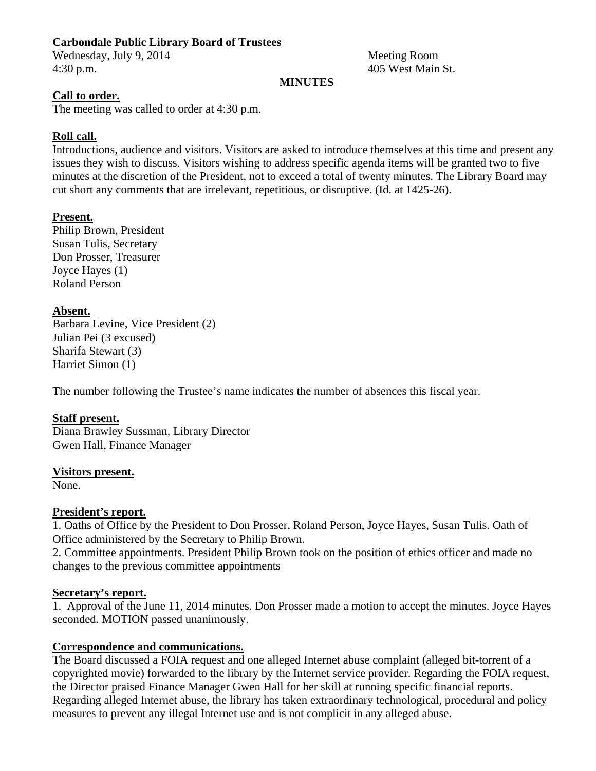**Carbondale Public Library Board of Trustees**

Wednesday, July 9, 2014
4:30 p.m.

Meeting Room
405 West Main St.

**MINUTES**

**Call to order.**

The meeting was called to order at 4:30 p.m.

**Roll call.**

Introductions, audience and visitors. Visitors are asked to introduce themselves at this time and present any issues they wish to discuss. Visitors wishing to address specific agenda items will be granted two to five minutes at the discretion of the President, not to exceed a total of twenty minutes. The Library Board may cut short any comments that are irrelevant, repetitious, or disruptive. (Id. at 1425-26).

**Present.**

Philip Brown, President
Susan Tulis, Secretary
Don Prosser, Treasurer
Joyce Hayes (1)
Roland Person

**Absent.**

Barbara Levine, Vice President (2)
Julian Pei (3 excused)
Sharifa Stewart (3)
Harriet Simon (1)

The number following the Trustee's name indicates the number of absences this fiscal year.

**Staff present.**

Diana Brawley Sussman, Library Director
Gwen Hall, Finance Manager

**Visitors present.**

None.

**President's report.**

1. Oaths of Office by the President to Don Prosser, Roland Person, Joyce Hayes, Susan Tulis. Oath of Office administered by the Secretary to Philip Brown.
2. Committee appointments. President Philip Brown took on the position of ethics officer and made no changes to the previous committee appointments

**Secretary's report.**

1. Approval of the June 11, 2014 minutes. Don Prosser made a motion to accept the minutes. Joyce Hayes seconded. MOTION passed unanimously.

**Correspondence and communications.**

The Board discussed a FOIA request and one alleged Internet abuse complaint (alleged bit-torrent of a copyrighted movie) forwarded to the library by the Internet service provider. Regarding the FOIA request, the Director praised Finance Manager Gwen Hall for her skill at running specific financial reports. Regarding alleged Internet abuse, the library has taken extraordinary technological, procedural and policy measures to prevent any illegal Internet use and is not complicit in any alleged abuse.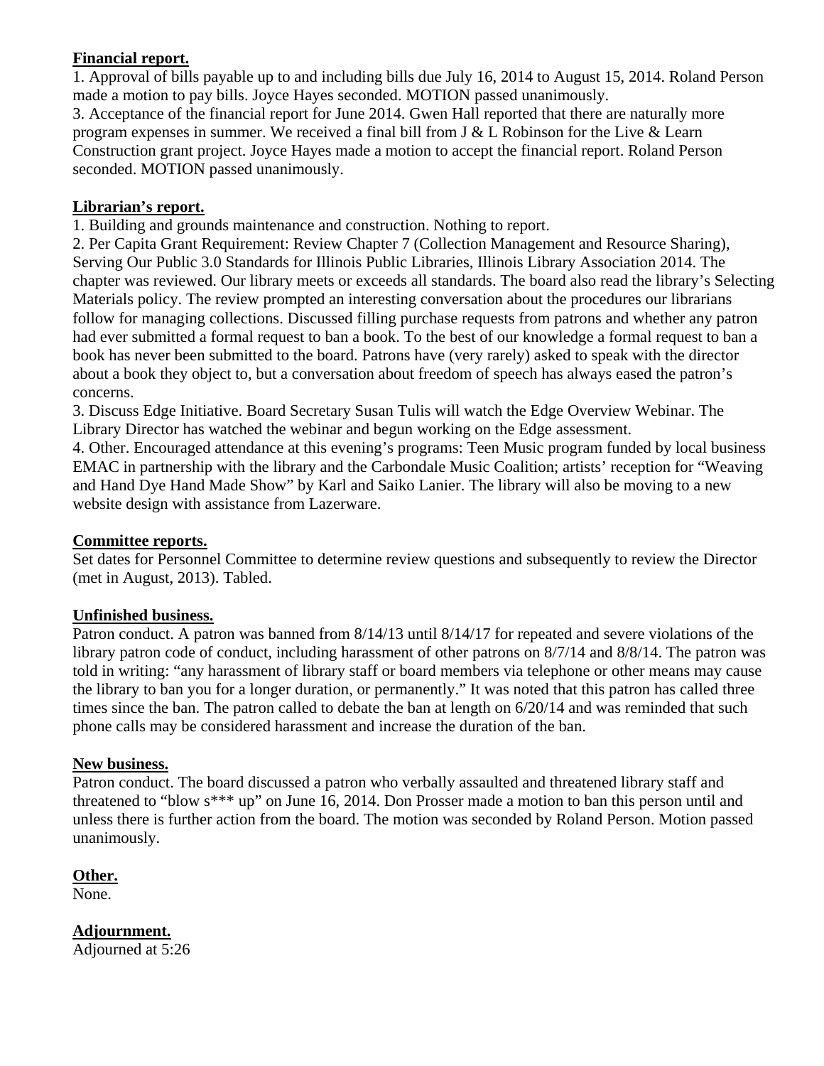**Financial report.**

1. Approval of bills payable up to and including bills due July 16, 2014 to August 15, 2014. Roland Person made a motion to pay bills. Joyce Hayes seconded. MOTION passed unanimously.
3. Acceptance of the financial report for June 2014. Gwen Hall reported that there are naturally more program expenses in summer. We received a final bill from J & L Robinson for the Live & Learn Construction grant project. Joyce Hayes made a motion to accept the financial report. Roland Person seconded. MOTION passed unanimously.

**Librarian's report.**

1. Building and grounds maintenance and construction. Nothing to report.
2. Per Capita Grant Requirement: Review Chapter 7 (Collection Management and Resource Sharing), Serving Our Public 3.0 Standards for Illinois Public Libraries, Illinois Library Association 2014. The chapter was reviewed. Our library meets or exceeds all standards. The board also read the library's Selecting Materials policy. The review prompted an interesting conversation about the procedures our librarians follow for managing collections. Discussed filling purchase requests from patrons and whether any patron had ever submitted a formal request to ban a book. To the best of our knowledge a formal request to ban a book has never been submitted to the board. Patrons have (very rarely) asked to speak with the director about a book they object to, but a conversation about freedom of speech has always eased the patron's concerns.
3. Discuss Edge Initiative. Board Secretary Susan Tulis will watch the Edge Overview Webinar. The Library Director has watched the webinar and begun working on the Edge assessment.
4. Other. Encouraged attendance at this evening's programs: Teen Music program funded by local business EMAC in partnership with the library and the Carbondale Music Coalition; artists' reception for "Weaving and Hand Dye Hand Made Show" by Karl and Saiko Lanier. The library will also be moving to a new website design with assistance from Lazerware.

**Committee reports.**

Set dates for Personnel Committee to determine review questions and subsequently to review the Director (met in August, 2013). Tabled.

**Unfinished business.**

Patron conduct. A patron was banned from 8/14/13 until 8/14/17 for repeated and severe violations of the library patron code of conduct, including harassment of other patrons on 8/7/14 and 8/8/14. The patron was told in writing: "any harassment of library staff or board members via telephone or other means may cause the library to ban you for a longer duration, or permanently." It was noted that this patron has called three times since the ban. The patron called to debate the ban at length on 6/20/14 and was reminded that such phone calls may be considered harassment and increase the duration of the ban.

**New business.**

Patron conduct. The board discussed a patron who verbally assaulted and threatened library staff and threatened to "blow s*** up" on June 16, 2014. Don Prosser made a motion to ban this person until and unless there is further action from the board. The motion was seconded by Roland Person. Motion passed unanimously.

**Other.**

None.

**Adjournment.**

Adjourned at 5:26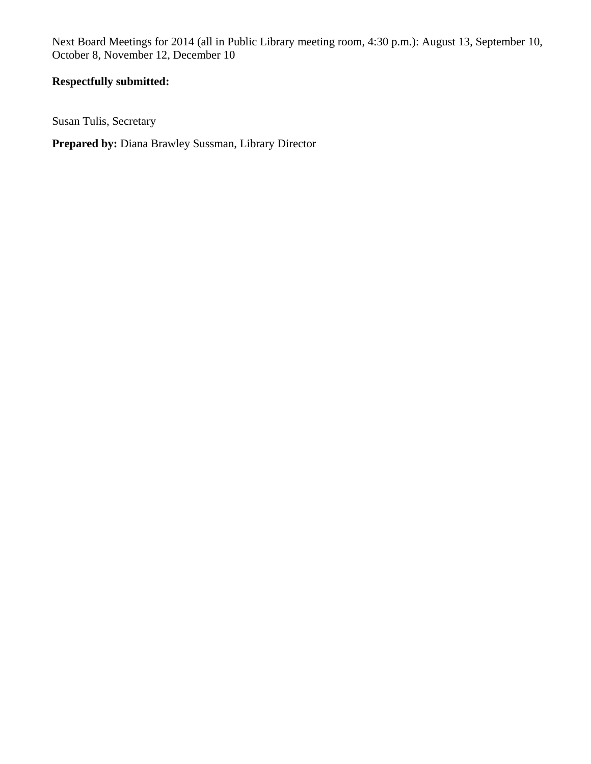Next Board Meetings for 2014 (all in Public Library meeting room, 4:30 p.m.): August 13, September 10, October 8, November 12, December 10

**Respectfully submitted:**

Susan Tulis, Secretary

**Prepared by:** Diana Brawley Sussman, Library Director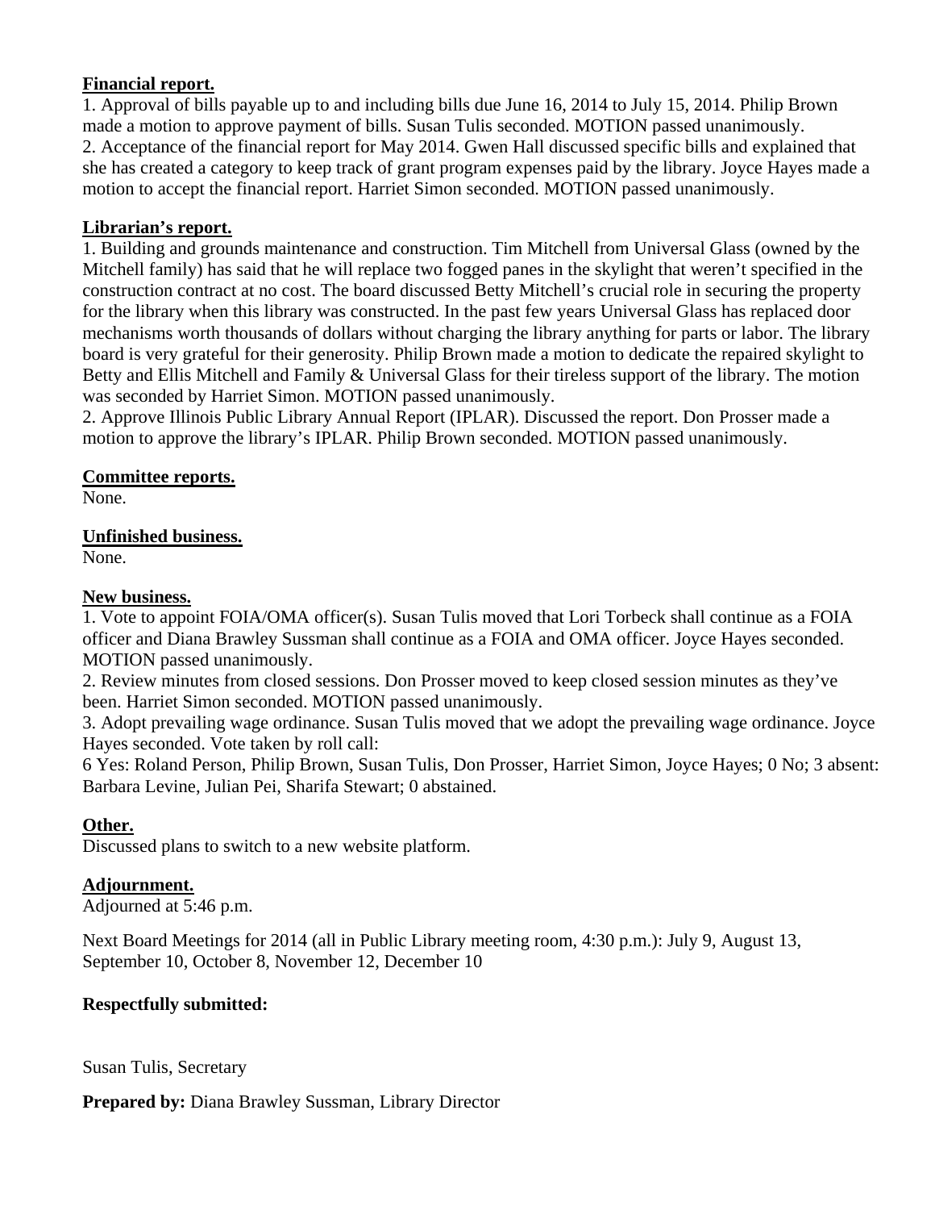**Financial report.**

1. Approval of bills payable up to and including bills due June 16, 2014 to July 15, 2014. Philip Brown made a motion to approve payment of bills. Susan Tulis seconded. MOTION passed unanimously.
2. Acceptance of the financial report for May 2014. Gwen Hall discussed specific bills and explained that she has created a category to keep track of grant program expenses paid by the library. Joyce Hayes made a motion to accept the financial report. Harriet Simon seconded. MOTION passed unanimously.

**Librarian's report.**

1. Building and grounds maintenance and construction. Tim Mitchell from Universal Glass (owned by the Mitchell family) has said that he will replace two fogged panes in the skylight that weren't specified in the construction contract at no cost. The board discussed Betty Mitchell's crucial role in securing the property for the library when this library was constructed. In the past few years Universal Glass has replaced door mechanisms worth thousands of dollars without charging the library anything for parts or labor. The library board is very grateful for their generosity. Philip Brown made a motion to dedicate the repaired skylight to Betty and Ellis Mitchell and Family & Universal Glass for their tireless support of the library. The motion was seconded by Harriet Simon. MOTION passed unanimously.
2. Approve Illinois Public Library Annual Report (IPLAR). Discussed the report. Don Prosser made a motion to approve the library's IPLAR. Philip Brown seconded. MOTION passed unanimously.

**Committee reports.**

None.

**Unfinished business.**

None.

**New business.**

1. Vote to appoint FOIA/OMA officer(s). Susan Tulis moved that Lori Torbeck shall continue as a FOIA officer and Diana Brawley Sussman shall continue as a FOIA and OMA officer. Joyce Hayes seconded. MOTION passed unanimously.
2. Review minutes from closed sessions. Don Prosser moved to keep closed session minutes as they've been. Harriet Simon seconded. MOTION passed unanimously.
3. Adopt prevailing wage ordinance. Susan Tulis moved that we adopt the prevailing wage ordinance. Joyce Hayes seconded. Vote taken by roll call:
6 Yes: Roland Person, Philip Brown, Susan Tulis, Don Prosser, Harriet Simon, Joyce Hayes; 0 No; 3 absent: Barbara Levine, Julian Pei, Sharifa Stewart; 0 abstained.

**Other.**

Discussed plans to switch to a new website platform.

**Adjournment.**

Adjourned at 5:46 p.m.

Next Board Meetings for 2014 (all in Public Library meeting room, 4:30 p.m.): July 9, August 13, September 10, October 8, November 12, December 10

**Respectfully submitted:**

Susan Tulis, Secretary

**Prepared by:** Diana Brawley Sussman, Library Director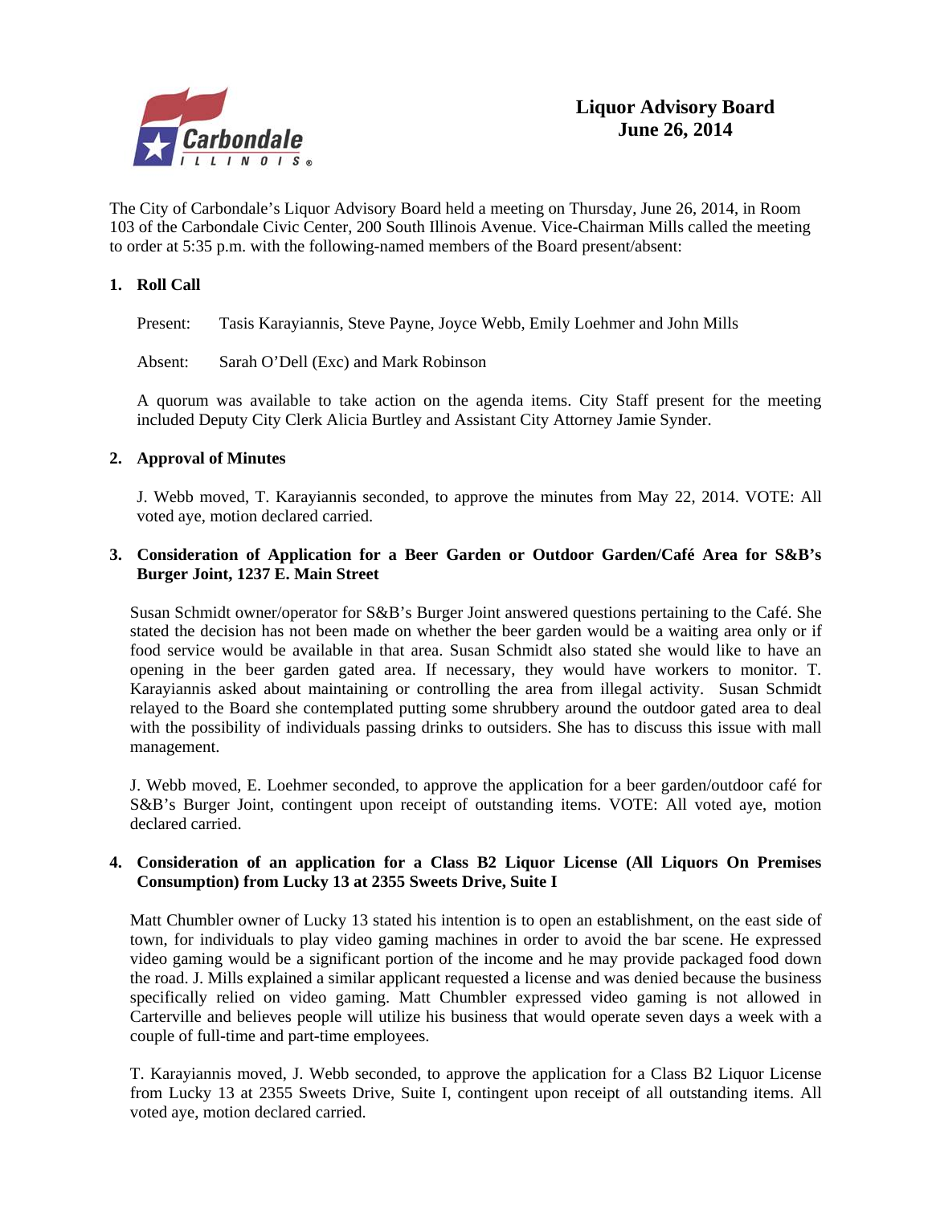# Liquor Advisory Board
## June 26, 2014

The City of Carbondale's Liquor Advisory Board held a meeting on Thursday, June 26, 2014, in Room 103 of the Carbondale Civic Center, 200 South Illinois Avenue. Vice-Chairman Mills called the meeting to order at 5:35 p.m. with the following-named members of the Board present/absent:

### 1. Roll Call

Present: Tasis Karayiannis, Steve Payne, Joyce Webb, Emily Loehmer and John Mills

Absent: Sarah O'Dell (Exc) and Mark Robinson

A quorum was available to take action on the agenda items. City Staff present for the meeting included Deputy City Clerk Alicia Burtley and Assistant City Attorney Jamie Synder.

### 2. Approval of Minutes

J. Webb moved, T. Karayiannis seconded, to approve the minutes from May 22, 2014. VOTE: All voted aye, motion declared carried.

### 3. Consideration of Application for a Beer Garden or Outdoor Garden/Café Area for S&B's Burger Joint, 1237 E. Main Street

Susan Schmidt owner/operator for S&B's Burger Joint answered questions pertaining to the Café. She stated the decision has not been made on whether the beer garden would be a waiting area only or if food service would be available in that area. Susan Schmidt also stated she would like to have an opening in the beer garden gated area. If necessary, they would have workers to monitor. T. Karayiannis asked about maintaining or controlling the area from illegal activity. Susan Schmidt relayed to the Board she contemplated putting some shrubbery around the outdoor gated area to deal with the possibility of individuals passing drinks to outsiders. She has to discuss this issue with mall management.

J. Webb moved, E. Loehmer seconded, to approve the application for a beer garden/outdoor café for S&B's Burger Joint, contingent upon receipt of outstanding items. VOTE: All voted aye, motion declared carried.

### 4. Consideration of an application for a Class B2 Liquor License (All Liquors On Premises Consumption) from Lucky 13 at 2355 Sweets Drive, Suite I

Matt Chumbler owner of Lucky 13 stated his intention is to open an establishment, on the east side of town, for individuals to play video gaming machines in order to avoid the bar scene. He expressed video gaming would be a significant portion of the income and he may provide packaged food down the road. J. Mills explained a similar applicant requested a license and was denied because the business specifically relied on video gaming. Matt Chumbler expressed video gaming is not allowed in Carterville and believes people will utilize his business that would operate seven days a week with a couple of full-time and part-time employees.

T. Karayiannis moved, J. Webb seconded, to approve the application for a Class B2 Liquor License from Lucky 13 at 2355 Sweets Drive, Suite I, contingent upon receipt of all outstanding items. All voted aye, motion declared carried.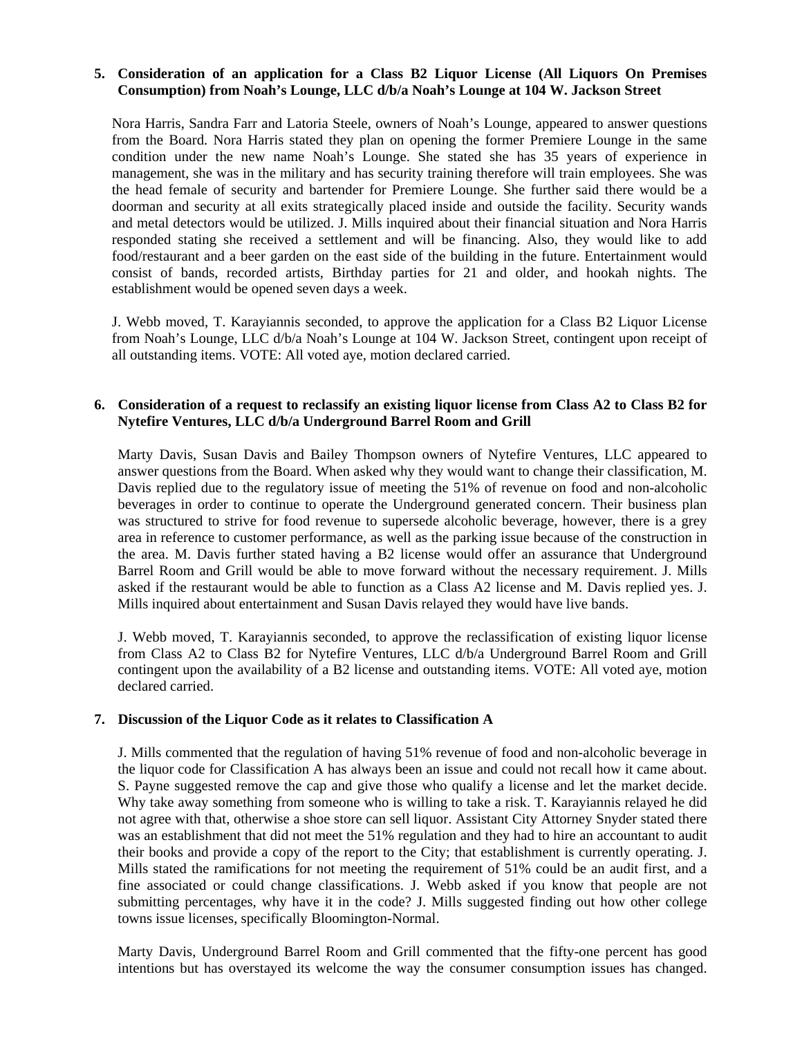5. **Consideration of an application for a Class B2 Liquor License (All Liquors On Premises Consumption) from Noah's Lounge, LLC d/b/a Noah's Lounge at 104 W. Jackson Street**

   Nora Harris, Sandra Farr and Latoria Steele, owners of Noah's Lounge, appeared to answer questions from the Board. Nora Harris stated they plan on opening the former Premiere Lounge in the same condition under the new name Noah's Lounge. She stated she has 35 years of experience in management, she was in the military and has security training therefore will train employees. She was the head female of security and bartender for Premiere Lounge. She further said there would be a doorman and security at all exits strategically placed inside and outside the facility. Security wands and metal detectors would be utilized. J. Mills inquired about their financial situation and Nora Harris responded stating she received a settlement and will be financing. Also, they would like to add food/restaurant and a beer garden on the east side of the building in the future. Entertainment would consist of bands, recorded artists, Birthday parties for 21 and older, and hookah nights. The establishment would be opened seven days a week.

   J. Webb moved, T. Karayiannis seconded, to approve the application for a Class B2 Liquor License from Noah's Lounge, LLC d/b/a Noah's Lounge at 104 W. Jackson Street, contingent upon receipt of all outstanding items. VOTE: All voted aye, motion declared carried.

6. **Consideration of a request to reclassify an existing liquor license from Class A2 to Class B2 for Nytefire Ventures, LLC d/b/a Underground Barrel Room and Grill**

   Marty Davis, Susan Davis and Bailey Thompson owners of Nytefire Ventures, LLC appeared to answer questions from the Board. When asked why they would want to change their classification, M. Davis replied due to the regulatory issue of meeting the 51% of revenue on food and non-alcoholic beverages in order to continue to operate the Underground generated concern. Their business plan was structured to strive for food revenue to supersede alcoholic beverage, however, there is a grey area in reference to customer performance, as well as the parking issue because of the construction in the area. M. Davis further stated having a B2 license would offer an assurance that Underground Barrel Room and Grill would be able to move forward without the necessary requirement. J. Mills asked if the restaurant would be able to function as a Class A2 license and M. Davis replied yes. J. Mills inquired about entertainment and Susan Davis relayed they would have live bands.

   J. Webb moved, T. Karayiannis seconded, to approve the reclassification of existing liquor license from Class A2 to Class B2 for Nytefire Ventures, LLC d/b/a Underground Barrel Room and Grill contingent upon the availability of a B2 license and outstanding items. VOTE: All voted aye, motion declared carried.

7. **Discussion of the Liquor Code as it relates to Classification A**

   J. Mills commented that the regulation of having 51% revenue of food and non-alcoholic beverage in the liquor code for Classification A has always been an issue and could not recall how it came about. S. Payne suggested remove the cap and give those who qualify a license and let the market decide. Why take away something from someone who is willing to take a risk. T. Karayiannis relayed he did not agree with that, otherwise a shoe store can sell liquor. Assistant City Attorney Snyder stated there was an establishment that did not meet the 51% regulation and they had to hire an accountant to audit their books and provide a copy of the report to the City; that establishment is currently operating. J. Mills stated the ramifications for not meeting the requirement of 51% could be an audit first, and a fine associated or could change classifications. J. Webb asked if you know that people are not submitting percentages, why have it in the code? J. Mills suggested finding out how other college towns issue licenses, specifically Bloomington-Normal.

   Marty Davis, Underground Barrel Room and Grill commented that the fifty-one percent has good intentions but has overstayed its welcome the way the consumer consumption issues has changed.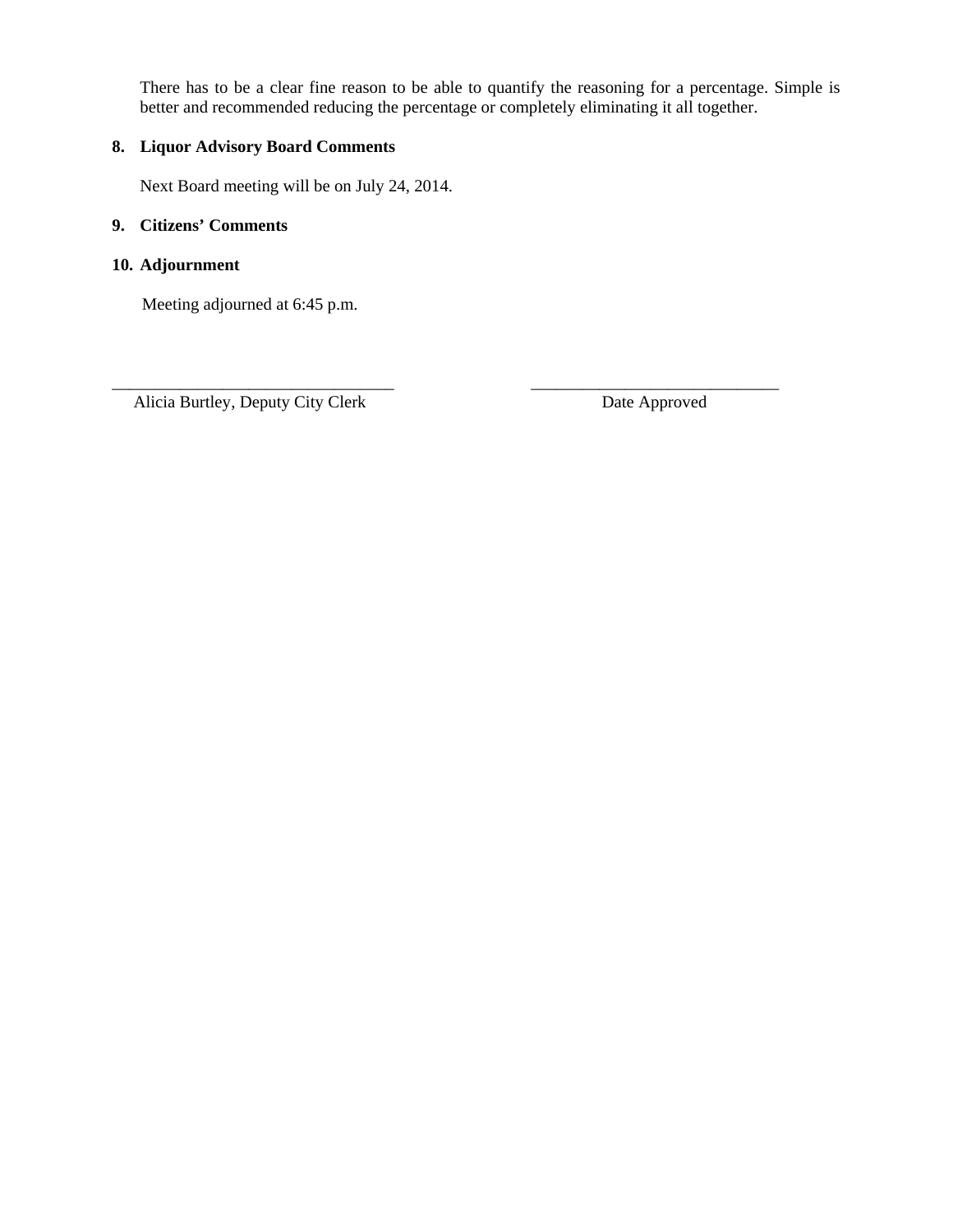There has to be a clear fine reason to be able to quantify the reasoning for a percentage. Simple is better and recommended reducing the percentage or completely eliminating it all together.

**8. Liquor Advisory Board Comments**

Next Board meeting will be on July 24, 2014.

**9. Citizens' Comments**

**10. Adjournment**

Meeting adjourned at 6:45 p.m.

_________________________________ _____________________________

Alicia Burtley, Deputy City Clerk Date Approved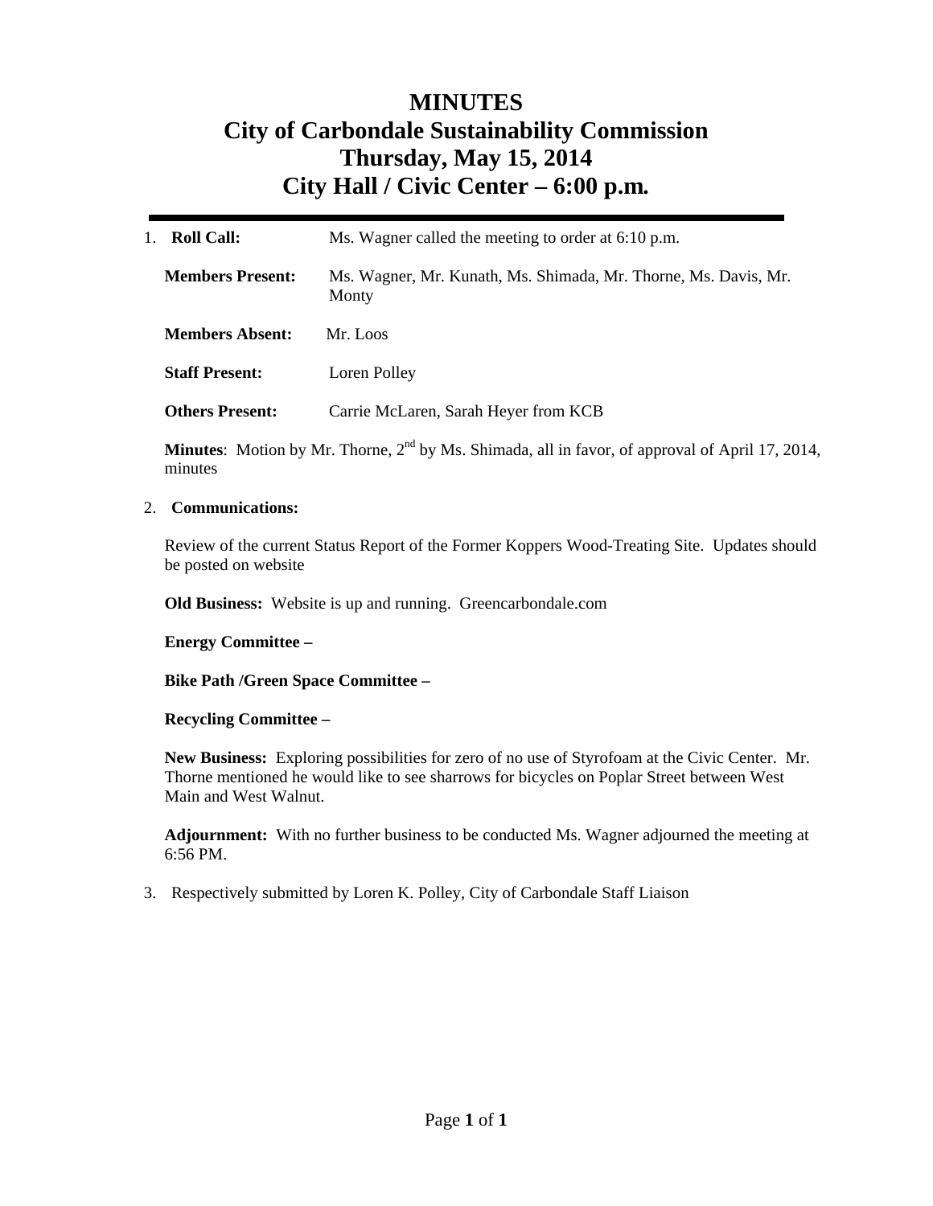# MINUTES
# City of Carbondale Sustainability Commission
# Thursday, May 15, 2014
# City Hall / Civic Center – 6:00 p.m.

---

1. **Roll Call:** Ms. Wagner called the meeting to order at 6:10 p.m.

   **Members Present:** Ms. Wagner, Mr. Kunath, Ms. Shimada, Mr. Thorne, Ms. Davis, Mr. Monty

   **Members Absent:** Mr. Loos

   **Staff Present:** Loren Polley

   **Others Present:** Carrie McLaren, Sarah Heyer from KCB

   **Minutes**: Motion by Mr. Thorne, 2nd by Ms. Shimada, all in favor, of approval of April 17, 2014, minutes

2. **Communications:**

   Review of the current Status Report of the Former Koppers Wood-Treating Site. Updates should be posted on website

   **Old Business:** Website is up and running. Greencarbondale.com

   **Energy Committee –**

   **Bike Path /Green Space Committee –**

   **Recycling Committee –**

   **New Business:** Exploring possibilities for zero of no use of Styrofoam at the Civic Center. Mr. Thorne mentioned he would like to see sharrows for bicycles on Poplar Street between West Main and West Walnut.

   **Adjournment:** With no further business to be conducted Ms. Wagner adjourned the meeting at 6:56 PM.

3. Respectively submitted by Loren K. Polley, City of Carbondale Staff Liaison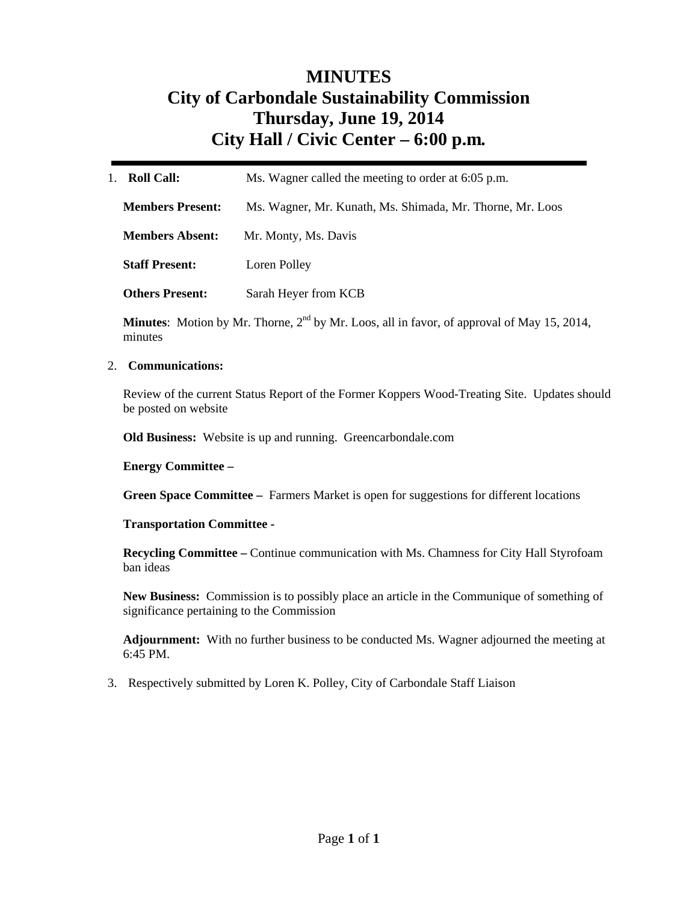# MINUTES
# City of Carbondale Sustainability Commission
# Thursday, June 19, 2014
# City Hall / Civic Center – 6:00 p.m.

1. **Roll Call:** Ms. Wagner called the meeting to order at 6:05 p.m.

   **Members Present:** Ms. Wagner, Mr. Kunath, Ms. Shimada, Mr. Thorne, Mr. Loos

   **Members Absent:** Mr. Monty, Ms. Davis

   **Staff Present:** Loren Polley

   **Others Present:** Sarah Heyer from KCB

   **Minutes**: Motion by Mr. Thorne, 2nd by Mr. Loos, all in favor, of approval of May 15, 2014, minutes

2. **Communications:**

   Review of the current Status Report of the Former Koppers Wood-Treating Site. Updates should be posted on website

   **Old Business:** Website is up and running. Greencarbondale.com

   **Energy Committee –**

   **Green Space Committee –** Farmers Market is open for suggestions for different locations

   **Transportation Committee -**

   **Recycling Committee –** Continue communication with Ms. Chamness for City Hall Styrofoam ban ideas

   **New Business:** Commission is to possibly place an article in the Communique of something of significance pertaining to the Commission

   **Adjournment:** With no further business to be conducted Ms. Wagner adjourned the meeting at 6:45 PM.

3. Respectively submitted by Loren K. Polley, City of Carbondale Staff Liaison